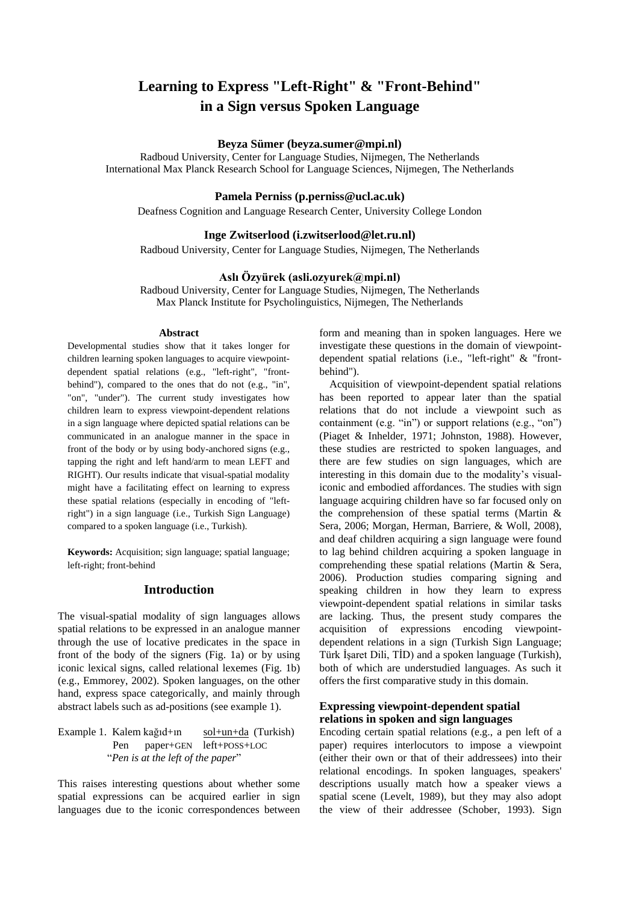# Learning to Express "Left-Right" & "Front-Behind" in a Sign versus Spoken Language

**Beyza Sümer (beyza.sumer@mpi.nl)**
Radboud University, Center for Language Studies, Nijmegen, The Netherlands
International Max Planck Research School for Language Sciences, Nijmegen, The Netherlands

**Pamela Perniss (p.perniss@ucl.ac.uk)**
Deafness Cognition and Language Research Center, University College London

**Inge Zwitserlood (i.zwitserlood@let.ru.nl)**
Radboud University, Center for Language Studies, Nijmegen, The Netherlands

**Aslı Özyürek (asli.ozyurek@mpi.nl)**
Radboud University, Center for Language Studies, Nijmegen, The Netherlands
Max Planck Institute for Psycholinguistics, Nijmegen, The Netherlands

## Abstract

Developmental studies show that it takes longer for children learning spoken languages to acquire viewpoint-dependent spatial relations (e.g., "left-right", "front-behind"), compared to the ones that do not (e.g., "in", "on", "under"). The current study investigates how children learn to express viewpoint-dependent relations in a sign language where depicted spatial relations can be communicated in an analogue manner in the space in front of the body or by using body-anchored signs (e.g., tapping the right and left hand/arm to mean LEFT and RIGHT). Our results indicate that visual-spatial modality might have a facilitating effect on learning to express these spatial relations (especially in encoding of "left-right") in a sign language (i.e., Turkish Sign Language) compared to a spoken language (i.e., Turkish).

**Keywords:** Acquisition; sign language; spatial language; left-right; front-behind

## Introduction

The visual-spatial modality of sign languages allows spatial relations to be expressed in an analogue manner through the use of locative predicates in the space in front of the body of the signers (Fig. 1a) or by using iconic lexical signs, called relational lexemes (Fig. 1b) (e.g., Emmorey, 2002). Spoken languages, on the other hand, express space categorically, and mainly through abstract labels such as ad-positions (see example 1).

Example 1. Kalem kağıd+ın sol+un+da (Turkish)
Pen paper+GEN left+POSS+LOC
"*Pen is at the left of the paper*"

This raises interesting questions about whether some spatial expressions can be acquired earlier in sign languages due to the iconic correspondences between form and meaning than in spoken languages. Here we investigate these questions in the domain of viewpoint-dependent spatial relations (i.e., "left-right" & "front-behind").

Acquisition of viewpoint-dependent spatial relations has been reported to appear later than the spatial relations that do not include a viewpoint such as containment (e.g. "in") or support relations (e.g., "on") (Piaget & Inhelder, 1971; Johnston, 1988). However, these studies are restricted to spoken languages, and there are few studies on sign languages, which are interesting in this domain due to the modality's visual-iconic and embodied affordances. The studies with sign language acquiring children have so far focused only on the comprehension of these spatial terms (Martin & Sera, 2006; Morgan, Herman, Barriere, & Woll, 2008), and deaf children acquiring a sign language were found to lag behind children acquiring a spoken language in comprehending these spatial relations (Martin & Sera, 2006). Production studies comparing signing and speaking children in how they learn to express viewpoint-dependent spatial relations in similar tasks are lacking. Thus, the present study compares the acquisition of expressions encoding viewpoint-dependent relations in a sign (Turkish Sign Language; Türk İşaret Dili, TİD) and a spoken language (Turkish), both of which are understudied languages. As such it offers the first comparative study in this domain.

### Expressing viewpoint-dependent spatial relations in spoken and sign languages

Encoding certain spatial relations (e.g., a pen left of a paper) requires interlocutors to impose a viewpoint (either their own or that of their addressees) into their relational encodings. In spoken languages, speakers' descriptions usually match how a speaker views a spatial scene (Levelt, 1989), but they may also adopt the view of their addressee (Schober, 1993). Sign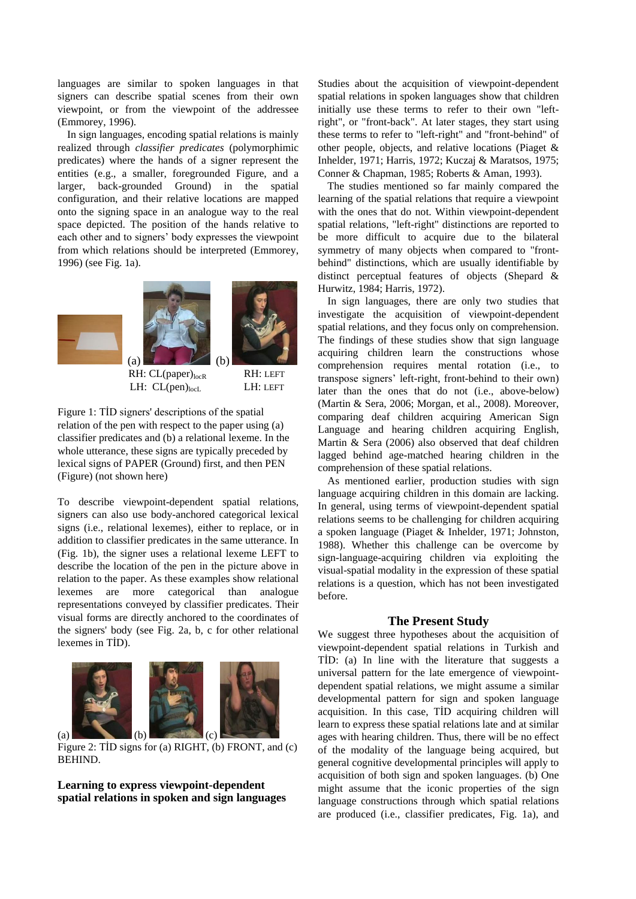languages are similar to spoken languages in that signers can describe spatial scenes from their own viewpoint, or from the viewpoint of the addressee (Emmorey, 1996).

In sign languages, encoding spatial relations is mainly realized through *classifier predicates* (polymorphimic predicates) where the hands of a signer represent the entities (e.g., a smaller, foregrounded Figure, and a larger, back-grounded Ground) in the spatial configuration, and their relative locations are mapped onto the signing space in an analogue way to the real space depicted. The position of the hands relative to each other and to signers' body expresses the viewpoint from which relations should be interpreted (Emmorey, 1996) (see Fig. 1a).

(a) RH: CL(paper)$_{locR}$
LH: CL(pen)$_{locL}$

(b) RH: LEFT
LH: LEFT

Figure 1: TİD signers' descriptions of the spatial relation of the pen with respect to the paper using (a) classifier predicates and (b) a relational lexeme. In the whole utterance, these signs are typically preceded by lexical signs of PAPER (Ground) first, and then PEN (Figure) (not shown here)

To describe viewpoint-dependent spatial relations, signers can also use body-anchored categorical lexical signs (i.e., relational lexemes), either to replace, or in addition to classifier predicates in the same utterance. In (Fig. 1b), the signer uses a relational lexeme LEFT to describe the location of the pen in the picture above in relation to the paper. As these examples show relational lexemes are more categorical than analogue representations conveyed by classifier predicates. Their visual forms are directly anchored to the coordinates of the signers' body (see Fig. 2a, b, c for other relational lexemes in TİD).

(a) (b) (c)

Figure 2: TİD signs for (a) RIGHT, (b) FRONT, and (c) BEHIND.

### Learning to express viewpoint-dependent spatial relations in spoken and sign languages

Studies about the acquisition of viewpoint-dependent spatial relations in spoken languages show that children initially use these terms to refer to their own "left-right", or "front-back". At later stages, they start using these terms to refer to "left-right" and "front-behind" of other people, objects, and relative locations (Piaget & Inhelder, 1971; Harris, 1972; Kuczaj & Maratsos, 1975; Conner & Chapman, 1985; Roberts & Aman, 1993).

The studies mentioned so far mainly compared the learning of the spatial relations that require a viewpoint with the ones that do not. Within viewpoint-dependent spatial relations, "left-right" distinctions are reported to be more difficult to acquire due to the bilateral symmetry of many objects when compared to "front-behind" distinctions, which are usually identifiable by distinct perceptual features of objects (Shepard & Hurwitz, 1984; Harris, 1972).

In sign languages, there are only two studies that investigate the acquisition of viewpoint-dependent spatial relations, and they focus only on comprehension. The findings of these studies show that sign language acquiring children learn the constructions whose comprehension requires mental rotation (i.e., to transpose signers' left-right, front-behind to their own) later than the ones that do not (i.e., above-below) (Martin & Sera, 2006; Morgan, et al., 2008). Moreover, comparing deaf children acquiring American Sign Language and hearing children acquiring English, Martin & Sera (2006) also observed that deaf children lagged behind age-matched hearing children in the comprehension of these spatial relations.

As mentioned earlier, production studies with sign language acquiring children in this domain are lacking. In general, using terms of viewpoint-dependent spatial relations seems to be challenging for children acquiring a spoken language (Piaget & Inhelder, 1971; Johnston, 1988). Whether this challenge can be overcome by sign-language-acquiring children via exploiting the visual-spatial modality in the expression of these spatial relations is a question, which has not been investigated before.

## The Present Study

We suggest three hypotheses about the acquisition of viewpoint-dependent spatial relations in Turkish and TİD: (a) In line with the literature that suggests a universal pattern for the late emergence of viewpoint-dependent spatial relations, we might assume a similar developmental pattern for sign and spoken language acquisition. In this case, TİD acquiring children will learn to express these spatial relations late and at similar ages with hearing children. Thus, there will be no effect of the modality of the language being acquired, but general cognitive developmental principles will apply to acquisition of both sign and spoken languages. (b) One might assume that the iconic properties of the sign language constructions through which spatial relations are produced (i.e., classifier predicates, Fig. 1a), and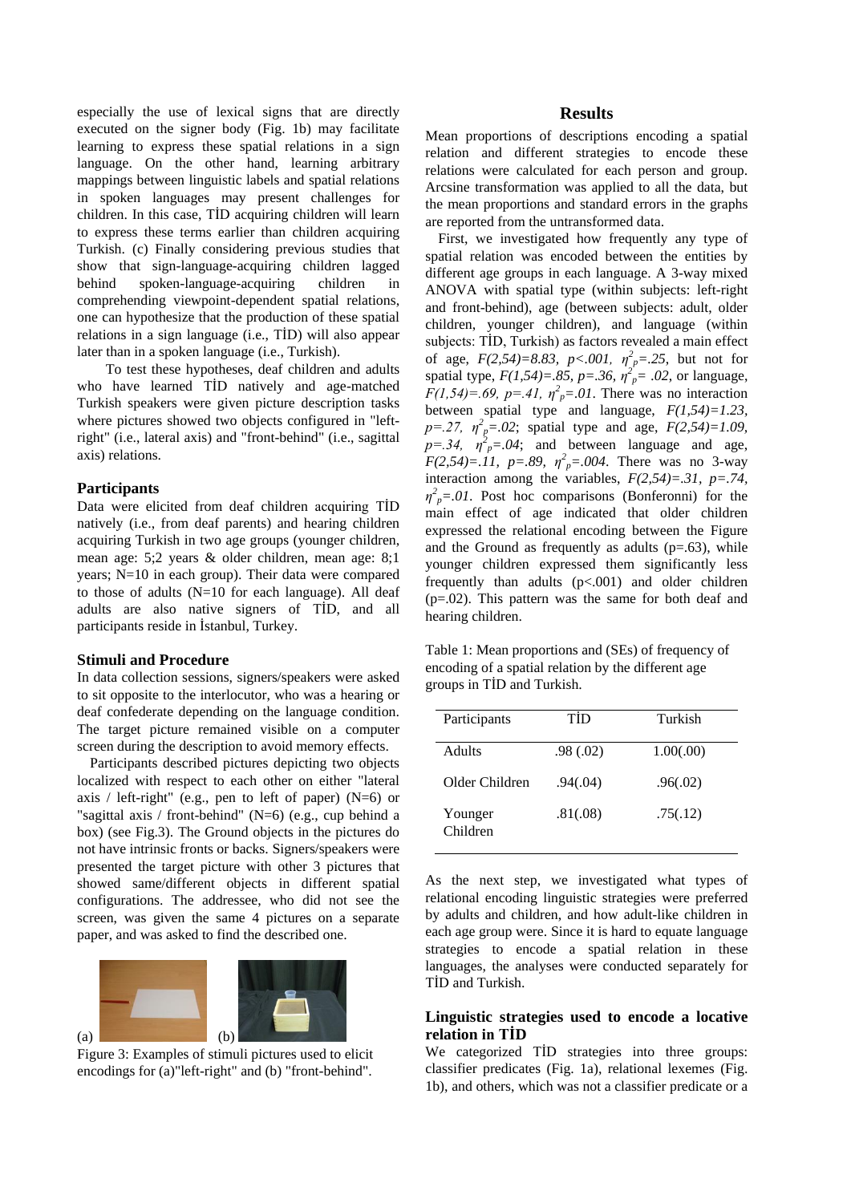especially the use of lexical signs that are directly executed on the signer body (Fig. 1b) may facilitate learning to express these spatial relations in a sign language. On the other hand, learning arbitrary mappings between linguistic labels and spatial relations in spoken languages may present challenges for children. In this case, TİD acquiring children will learn to express these terms earlier than children acquiring Turkish. (c) Finally considering previous studies that show that sign-language-acquiring children lagged behind spoken-language-acquiring children in comprehending viewpoint-dependent spatial relations, one can hypothesize that the production of these spatial relations in a sign language (i.e., TİD) will also appear later than in a spoken language (i.e., Turkish).

To test these hypotheses, deaf children and adults who have learned TİD natively and age-matched Turkish speakers were given picture description tasks where pictures showed two objects configured in "left-right" (i.e., lateral axis) and "front-behind" (i.e., sagittal axis) relations.

### Participants

Data were elicited from deaf children acquiring TİD natively (i.e., from deaf parents) and hearing children acquiring Turkish in two age groups (younger children, mean age: 5;2 years & older children, mean age: 8;1 years; N=10 in each group). Their data were compared to those of adults (N=10 for each language). All deaf adults are also native signers of TİD, and all participants reside in İstanbul, Turkey.

### Stimuli and Procedure

In data collection sessions, signers/speakers were asked to sit opposite to the interlocutor, who was a hearing or deaf confederate depending on the language condition. The target picture remained visible on a computer screen during the description to avoid memory effects.

Participants described pictures depicting two objects localized with respect to each other on either "lateral axis / left-right" (e.g., pen to left of paper) (N=6) or "sagittal axis / front-behind" (N=6) (e.g., cup behind a box) (see Fig.3). The Ground objects in the pictures do not have intrinsic fronts or backs. Signers/speakers were presented the target picture with other 3 pictures that showed same/different objects in different spatial configurations. The addressee, who did not see the screen, was given the same 4 pictures on a separate paper, and was asked to find the described one.

(a) (b)

Figure 3: Examples of stimuli pictures used to elicit encodings for (a)"left-right" and (b) "front-behind".

## Results

Mean proportions of descriptions encoding a spatial relation and different strategies to encode these relations were calculated for each person and group. Arcsine transformation was applied to all the data, but the mean proportions and standard errors in the graphs are reported from the untransformed data.

First, we investigated how frequently any type of spatial relation was encoded between the entities by different age groups in each language. A 3-way mixed ANOVA with spatial type (within subjects: left-right and front-behind), age (between subjects: adult, older children, younger children), and language (within subjects: TİD, Turkish) as factors revealed a main effect of age, $F(2,54)=8.83$, $p<.001$, $\eta^2_p=.25$, but not for spatial type, $F(1,54)=.85$, $p=.36$, $\eta^2_p=.02$, or language, $F(1,54)=.69$, $p=.41$, $\eta^2_p=.01$. There was no interaction between spatial type and language, $F(1,54)=1.23$, $p=.27$, $\eta^2_p=.02$; spatial type and age, $F(2,54)=1.09$, $p=.34$, $\eta^2_p=.04$; and between language and age, $F(2,54)=.11$, $p=.89$, $\eta^2_p=.004$. There was no 3-way interaction among the variables, $F(2,54)=.31$, $p=.74$, $\eta^2_p=.01$. Post hoc comparisons (Bonferonni) for the main effect of age indicated that older children expressed the relational encoding between the Figure and the Ground as frequently as adults (p=.63), while younger children expressed them significantly less frequently than adults (p<.001) and older children (p=.02). This pattern was the same for both deaf and hearing children.

Table 1: Mean proportions and (SEs) of frequency of encoding of a spatial relation by the different age groups in TİD and Turkish.

| Participants | TİD | Turkish |
|---|---|---|
| Adults | .98 (.02) | 1.00(.00) |
| Older Children | .94(.04) | .96(.02) |
| Younger Children | .81(.08) | .75(.12) |

As the next step, we investigated what types of relational encoding linguistic strategies were preferred by adults and children, and how adult-like children in each age group were. Since it is hard to equate language strategies to encode a spatial relation in these languages, the analyses were conducted separately for TİD and Turkish.

### Linguistic strategies used to encode a locative relation in TİD

We categorized TİD strategies into three groups: classifier predicates (Fig. 1a), relational lexemes (Fig. 1b), and others, which was not a classifier predicate or a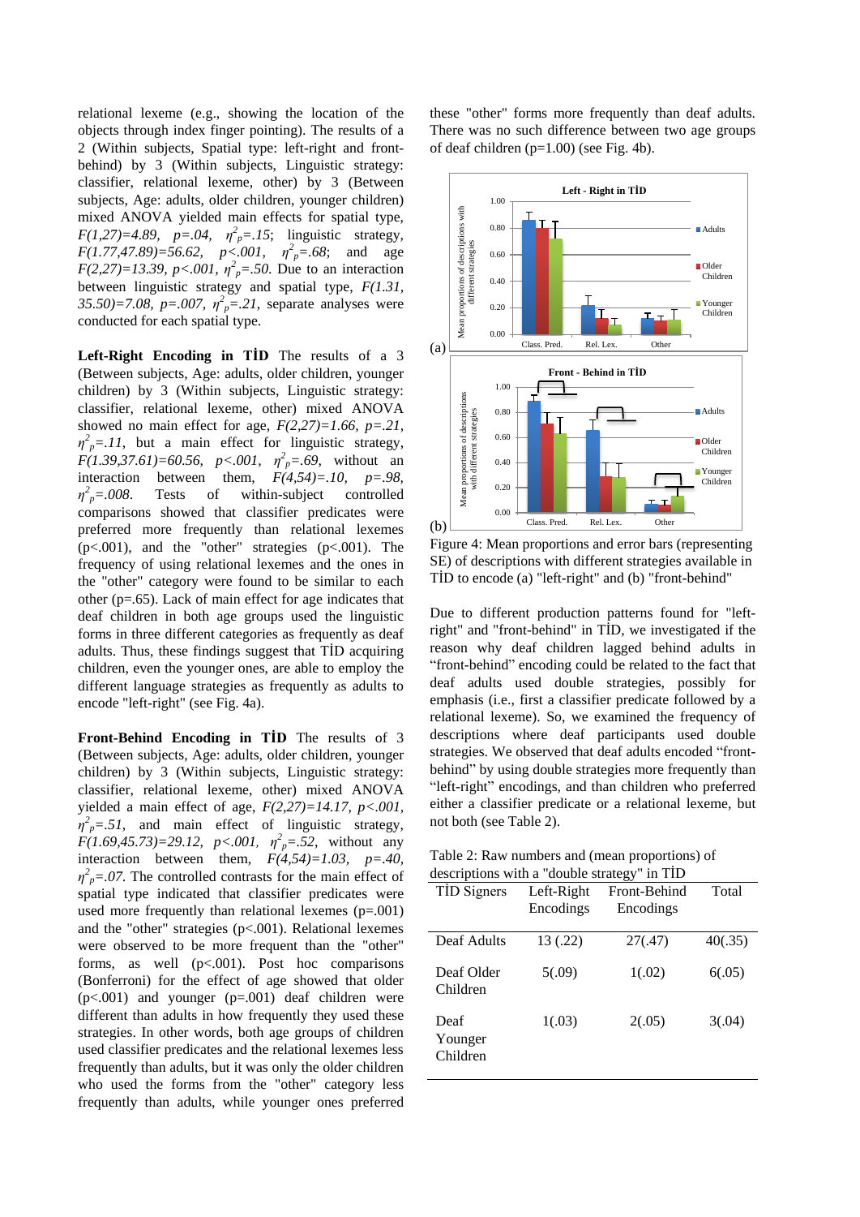relational lexeme (e.g., showing the location of the objects through index finger pointing). The results of a 2 (Within subjects, Spatial type: left-right and front-behind) by 3 (Within subjects, Linguistic strategy: classifier, relational lexeme, other) by 3 (Between subjects, Age: adults, older children, younger children) mixed ANOVA yielded main effects for spatial type, $F(1,27)=4.89$, $p=.04$, $\eta^2_p=.15$; linguistic strategy, $F(1.77,47.89)=56.62$, $p<.001$, $\eta^2_p=.68$; and age $F(2,27)=13.39$, $p<.001$, $\eta^2_p=.50$. Due to an interaction between linguistic strategy and spatial type, $F(1.31, 35.50)=7.08$, $p=.007$, $\eta^2_p=.21$, separate analyses were conducted for each spatial type.

**Left-Right Encoding in TİD** The results of a 3 (Between subjects, Age: adults, older children, younger children) by 3 (Within subjects, Linguistic strategy: classifier, relational lexeme, other) mixed ANOVA showed no main effect for age, $F(2,27)=1.66$, $p=.21$, $\eta^2_p=.11$, but a main effect for linguistic strategy, $F(1.39,37.61)=60.56$, $p<.001$, $\eta^2_p=.69$, without an interaction between them, $F(4,54)=.10$, $p=.98$, $\eta^2_p=.008$. Tests of within-subject controlled comparisons showed that classifier predicates were preferred more frequently than relational lexemes (p<.001), and the "other" strategies (p<.001). The frequency of using relational lexemes and the ones in the "other" category were found to be similar to each other (p=.65). Lack of main effect for age indicates that deaf children in both age groups used the linguistic forms in three different categories as frequently as deaf adults. Thus, these findings suggest that TİD acquiring children, even the younger ones, are able to employ the different language strategies as frequently as adults to encode "left-right" (see Fig. 4a).

**Front-Behind Encoding in TİD** The results of 3 (Between subjects, Age: adults, older children, younger children) by 3 (Within subjects, Linguistic strategy: classifier, relational lexeme, other) mixed ANOVA yielded a main effect of age, $F(2,27)=14.17$, $p<.001$, $\eta^2_p=.51$, and main effect of linguistic strategy, $F(1.69,45.73)=29.12$, $p<.001$, $\eta^2_p=.52$, without any interaction between them, $F(4,54)=1.03$, $p=.40$, $\eta^2_p=.07$. The controlled contrasts for the main effect of spatial type indicated that classifier predicates were used more frequently than relational lexemes (p=.001) and the "other" strategies (p<.001). Relational lexemes were observed to be more frequent than the "other" forms, as well (p<.001). Post hoc comparisons (Bonferroni) for the effect of age showed that older (p<.001) and younger (p=.001) deaf children were different than adults in how frequently they used these strategies. In other words, both age groups of children used classifier predicates and the relational lexemes less frequently than adults, but it was only the older children who used the forms from the "other" category less frequently than adults, while younger ones preferred these "other" forms more frequently than deaf adults. There was no such difference between two age groups of deaf children (p=1.00) (see Fig. 4b).

(a)

Left - Right in TİD

Mean proportions of descriptions with different strategies

1.00
0.80
0.60
0.40
0.20
0.00

Class. Pred. Rel. Lex. Other

Adults
Older Children
Younger Children

(b)

Front - Behind in TİD

Mean proportions of descriptions with different strategies

1.00
0.80
0.60
0.40
0.20
0.00

Class. Pred. Rel. Lex. Other

Adults
Older Children
Younger Children

Figure 4: Mean proportions and error bars (representing SE) of descriptions with different strategies available in TİD to encode (a) "left-right" and (b) "front-behind"

Due to different production patterns found for "left-right" and "front-behind" in TİD, we investigated if the reason why deaf children lagged behind adults in "front-behind" encoding could be related to the fact that deaf adults used double strategies, possibly for emphasis (i.e., first a classifier predicate followed by a relational lexeme). So, we examined the frequency of descriptions where deaf participants used double strategies. We observed that deaf adults encoded "front-behind" by using double strategies more frequently than "left-right" encodings, and than children who preferred either a classifier predicate or a relational lexeme, but not both (see Table 2).

Table 2: Raw numbers and (mean proportions) of descriptions with a "double strategy" in TİD

| TİD Signers | Left-Right Encodings | Front-Behind Encodings | Total |
|---|---|---|---|
| Deaf Adults | 13 (.22) | 27(.47) | 40(.35) |
| Deaf Older Children | 5(.09) | 1(.02) | 6(.05) |
| Deaf Younger Children | 1(.03) | 2(.05) | 3(.04) |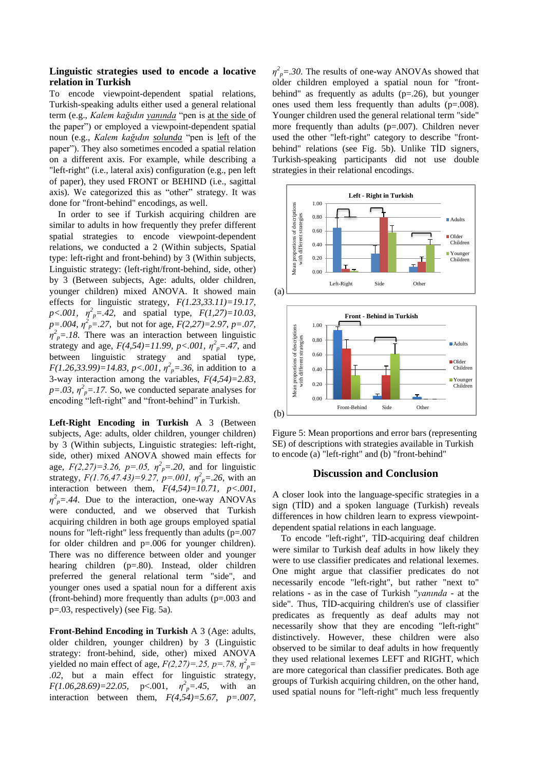**Linguistic strategies used to encode a locative relation in Turkish**

To encode viewpoint-dependent spatial relations, Turkish-speaking adults either used a general relational term (e.g., *Kalem kağıdın yanında* "pen is at the side of the paper") or employed a viewpoint-dependent spatial noun (e.g., *Kalem kağıdın solunda* "pen is left of the paper"). They also sometimes encoded a spatial relation on a different axis. For example, while describing a "left-right" (i.e., lateral axis) configuration (e.g., pen left of paper), they used FRONT or BEHIND (i.e., sagittal axis). We categorized this as "other" strategy. It was done for "front-behind" encodings, as well.

In order to see if Turkish acquiring children are similar to adults in how frequently they prefer different spatial strategies to encode viewpoint-dependent relations, we conducted a 2 (Within subjects, Spatial type: left-right and front-behind) by 3 (Within subjects, Linguistic strategy: (left-right/front-behind, side, other) by 3 (Between subjects, Age: adults, older children, younger children) mixed ANOVA. It showed main effects for linguistic strategy, $F(1.23,33.11)=19.17$, $p<.001$, $\eta^2_p=.42$, and spatial type, $F(1,27)=10.03$, $p=.004$, $\eta^2_p=.27$, but not for age, $F(2,27)=2.97$, $p=.07$, $\eta^2_p=.18$. There was an interaction between linguistic strategy and age, $F(4,54)=11.99$, $p<.001$, $\eta^2_p=.47$, and between linguistic strategy and spatial type, $F(1.26,33.99)=14.83$, $p<.001$, $\eta^2_p=.36$, in addition to a 3-way interaction among the variables, $F(4,54)=2.83$, $p=.03$, $\eta^2_p=.17$. So, we conducted separate analyses for encoding "left-right" and "front-behind" in Turkish.

**Left-Right Encoding in Turkish** A 3 (Between subjects, Age: adults, older children, younger children) by 3 (Within subjects, Linguistic strategies: left-right, side, other) mixed ANOVA showed main effects for age, $F(2,27)=3.26$, $p=.05$, $\eta^2_p=.20$, and for linguistic strategy, $F(1.76,47.43)=9.27$, $p=.001$, $\eta^2_p=.26$, with an interaction between them, $F(4,54)=10.71$, $p<.001$, $\eta^2_p=.44$. Due to the interaction, one-way ANOVAs were conducted, and we observed that Turkish acquiring children in both age groups employed spatial nouns for "left-right" less frequently than adults (p=.007 for older children and p=.006 for younger children). There was no difference between older and younger hearing children (p=.80). Instead, older children preferred the general relational term "side", and younger ones used a spatial noun for a different axis (front-behind) more frequently than adults (p=.003 and p=.03, respectively) (see Fig. 5a).

**Front-Behind Encoding in Turkish** A 3 (Age: adults, older children, younger children) by 3 (Linguistic strategy: front-behind, side, other) mixed ANOVA yielded no main effect of age, $F(2,27)=.25$, $p=.78$, $\eta^2_p=.02$, but a main effect for linguistic strategy, $F(1.06,28.69)=22.05$, $p<.001$, $\eta^2_p=.45$, with an interaction between them, $F(4,54)=5.67$, $p=.007$, $\eta^2_p=.30$. The results of one-way ANOVAs showed that older children employed a spatial noun for "front-behind" as frequently as adults (p=.26), but younger ones used them less frequently than adults (p=.008). Younger children used the general relational term "side" more frequently than adults (p=.007). Children never used the other "left-right" category to describe "front-behind" relations (see Fig. 5b). Unlike TİD signers, Turkish-speaking participants did not use double strategies in their relational encodings.

Left - Right in Turkish

Mean proportions of descriptions with different strategies

1.00
0.80
0.60
0.40
0.20
0.00

Left-Right
Side
Other

Adults
Older Children
Younger Children

(a)

Front - Behind in Turkish

Mean proportions of descriptions with different strategies

1.00
0.80
0.60
0.40
0.20
0.00

Front-Behind
Side
Other

Adults
Older Children
Younger Children

(b)

Figure 5: Mean proportions and error bars (representing SE) of descriptions with strategies available in Turkish to encode (a) "left-right" and (b) "front-behind"

## Discussion and Conclusion

A closer look into the language-specific strategies in a sign (TİD) and a spoken language (Turkish) reveals differences in how children learn to express viewpoint-dependent spatial relations in each language.

To encode "left-right", TİD-acquiring deaf children were similar to Turkish deaf adults in how likely they were to use classifier predicates and relational lexemes. One might argue that classifier predicates do not necessarily encode "left-right", but rather "next to" relations - as in the case of Turkish "*yanında* - at the side". Thus, TİD-acquiring children's use of classifier predicates as frequently as deaf adults may not necessarily show that they are encoding "left-right" distinctively. However, these children were also observed to be similar to deaf adults in how frequently they used relational lexemes LEFT and RIGHT, which are more categorical than classifier predicates. Both age groups of Turkish acquiring children, on the other hand, used spatial nouns for "left-right" much less frequently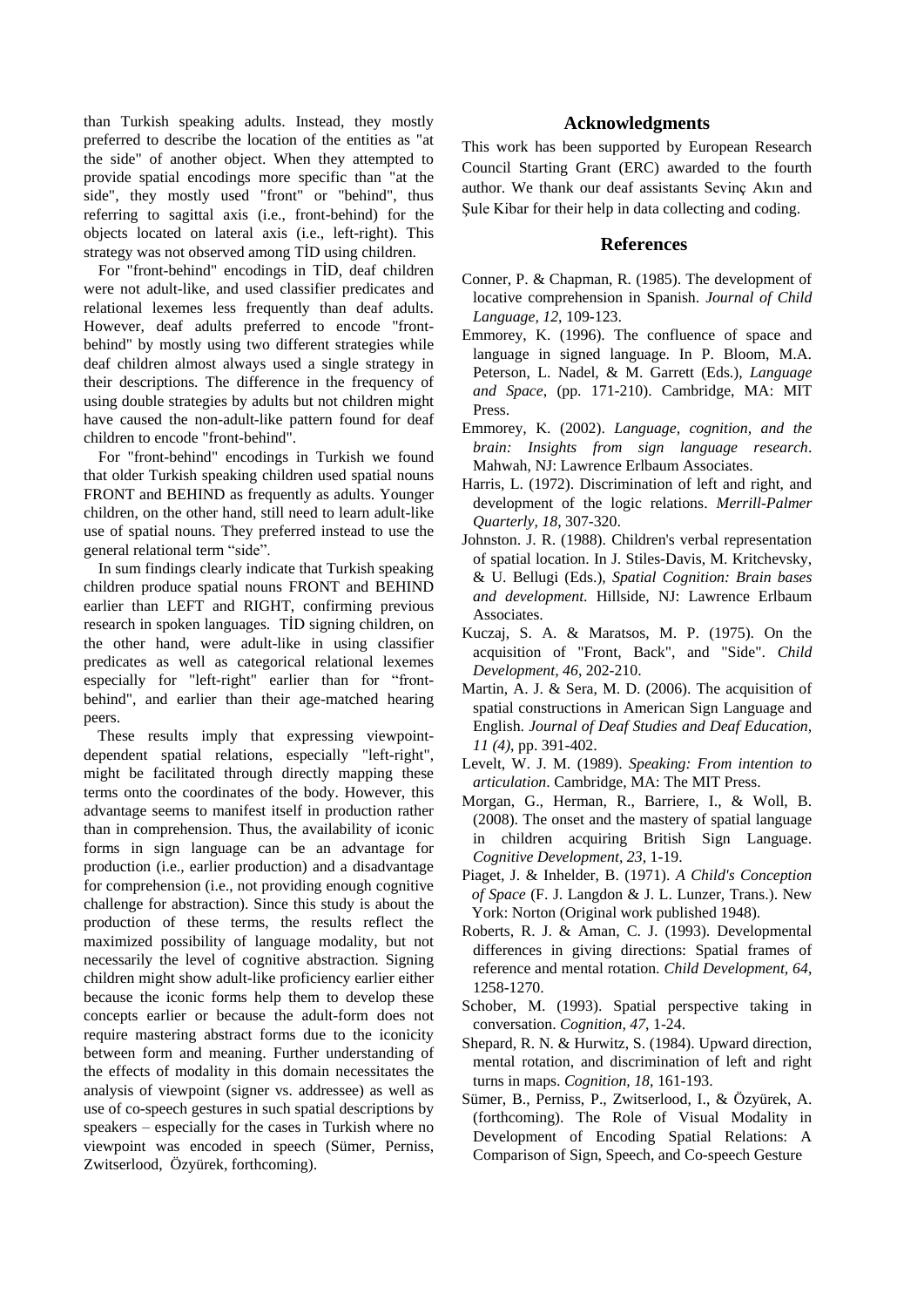than Turkish speaking adults. Instead, they mostly preferred to describe the location of the entities as "at the side" of another object. When they attempted to provide spatial encodings more specific than "at the side", they mostly used "front" or "behind", thus referring to sagittal axis (i.e., front-behind) for the objects located on lateral axis (i.e., left-right). This strategy was not observed among TİD using children.

For "front-behind" encodings in TİD, deaf children were not adult-like, and used classifier predicates and relational lexemes less frequently than deaf adults. However, deaf adults preferred to encode "front-behind" by mostly using two different strategies while deaf children almost always used a single strategy in their descriptions. The difference in the frequency of using double strategies by adults but not children might have caused the non-adult-like pattern found for deaf children to encode "front-behind".

For "front-behind" encodings in Turkish we found that older Turkish speaking children used spatial nouns FRONT and BEHIND as frequently as adults. Younger children, on the other hand, still need to learn adult-like use of spatial nouns. They preferred instead to use the general relational term "side".

In sum findings clearly indicate that Turkish speaking children produce spatial nouns FRONT and BEHIND earlier than LEFT and RIGHT, confirming previous research in spoken languages. TİD signing children, on the other hand, were adult-like in using classifier predicates as well as categorical relational lexemes especially for "left-right" earlier than for "front-behind", and earlier than their age-matched hearing peers.

These results imply that expressing viewpoint-dependent spatial relations, especially "left-right", might be facilitated through directly mapping these terms onto the coordinates of the body. However, this advantage seems to manifest itself in production rather than in comprehension. Thus, the availability of iconic forms in sign language can be an advantage for production (i.e., earlier production) and a disadvantage for comprehension (i.e., not providing enough cognitive challenge for abstraction). Since this study is about the production of these terms, the results reflect the maximized possibility of language modality, but not necessarily the level of cognitive abstraction. Signing children might show adult-like proficiency earlier either because the iconic forms help them to develop these concepts earlier or because the adult-form does not require mastering abstract forms due to the iconicity between form and meaning. Further understanding of the effects of modality in this domain necessitates the analysis of viewpoint (signer vs. addressee) as well as use of co-speech gestures in such spatial descriptions by speakers – especially for the cases in Turkish where no viewpoint was encoded in speech (Sümer, Perniss, Zwitserlood, Özyürek, forthcoming).

## Acknowledgments

This work has been supported by European Research Council Starting Grant (ERC) awarded to the fourth author. We thank our deaf assistants Sevinç Akın and Şule Kibar for their help in data collecting and coding.

## References

Conner, P. & Chapman, R. (1985). The development of locative comprehension in Spanish. *Journal of Child Language, 12*, 109-123.

Emmorey, K. (1996). The confluence of space and language in signed language. In P. Bloom, M.A. Peterson, L. Nadel, & M. Garrett (Eds.), *Language and Space*, (pp. 171-210). Cambridge, MA: MIT Press.

Emmorey, K. (2002). *Language, cognition, and the brain: Insights from sign language research*. Mahwah, NJ: Lawrence Erlbaum Associates.

Harris, L. (1972). Discrimination of left and right, and development of the logic relations. *Merrill-Palmer Quarterly, 18*, 307-320.

Johnston. J. R. (1988). Children's verbal representation of spatial location. In J. Stiles-Davis, M. Kritchevsky, & U. Bellugi (Eds.), *Spatial Cognition: Brain bases and development*. Hillside, NJ: Lawrence Erlbaum Associates.

Kuczaj, S. A. & Maratsos, M. P. (1975). On the acquisition of "Front, Back", and "Side". *Child Development, 46*, 202-210.

Martin, A. J. & Sera, M. D. (2006). The acquisition of spatial constructions in American Sign Language and English. *Journal of Deaf Studies and Deaf Education, 11 (4)*, pp. 391-402.

Levelt, W. J. M. (1989). *Speaking: From intention to articulation*. Cambridge, MA: The MIT Press.

Morgan, G., Herman, R., Barriere, I., & Woll, B. (2008). The onset and the mastery of spatial language in children acquiring British Sign Language. *Cognitive Development, 23*, 1-19.

Piaget, J. & Inhelder, B. (1971). *A Child's Conception of Space* (F. J. Langdon & J. L. Lunzer, Trans.). New York: Norton (Original work published 1948).

Roberts, R. J. & Aman, C. J. (1993). Developmental differences in giving directions: Spatial frames of reference and mental rotation. *Child Development, 64*, 1258-1270.

Schober, M. (1993). Spatial perspective taking in conversation. *Cognition, 47*, 1-24.

Shepard, R. N. & Hurwitz, S. (1984). Upward direction, mental rotation, and discrimination of left and right turns in maps. *Cognition, 18*, 161-193.

Sümer, B., Perniss, P., Zwitserlood, I., & Özyürek, A. (forthcoming). The Role of Visual Modality in Development of Encoding Spatial Relations: A Comparison of Sign, Speech, and Co-speech Gesture